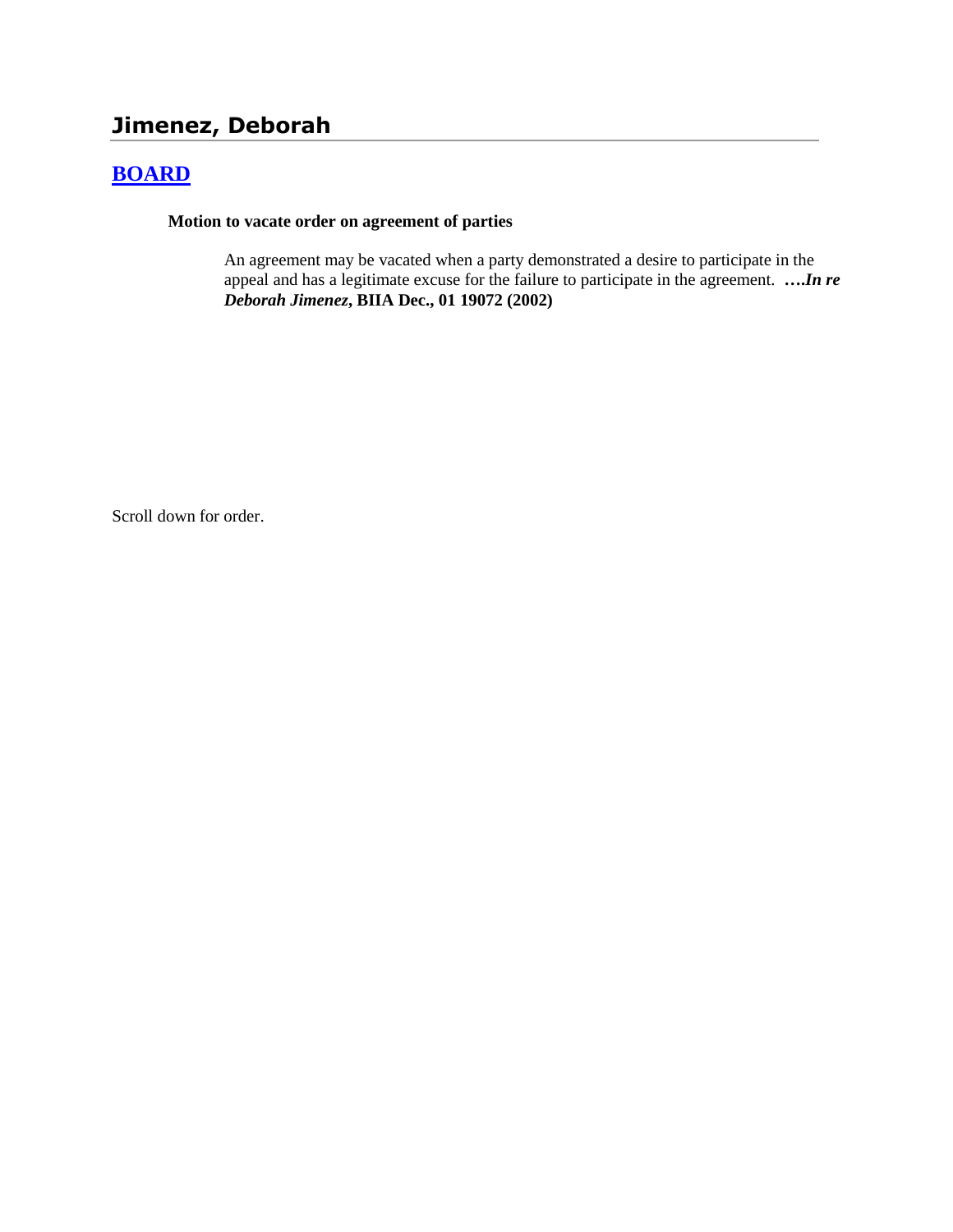# Jimenez, Deborah

## [BOARD]

**Motion to vacate order on agreement of parties**

An agreement may be vacated when a party demonstrated a desire to participate in the appeal and has a legitimate excuse for the failure to participate in the agreement. ****….In re Deborah Jimenez*, BIIA Dec., 01 19072 (2002)**

Scroll down for order.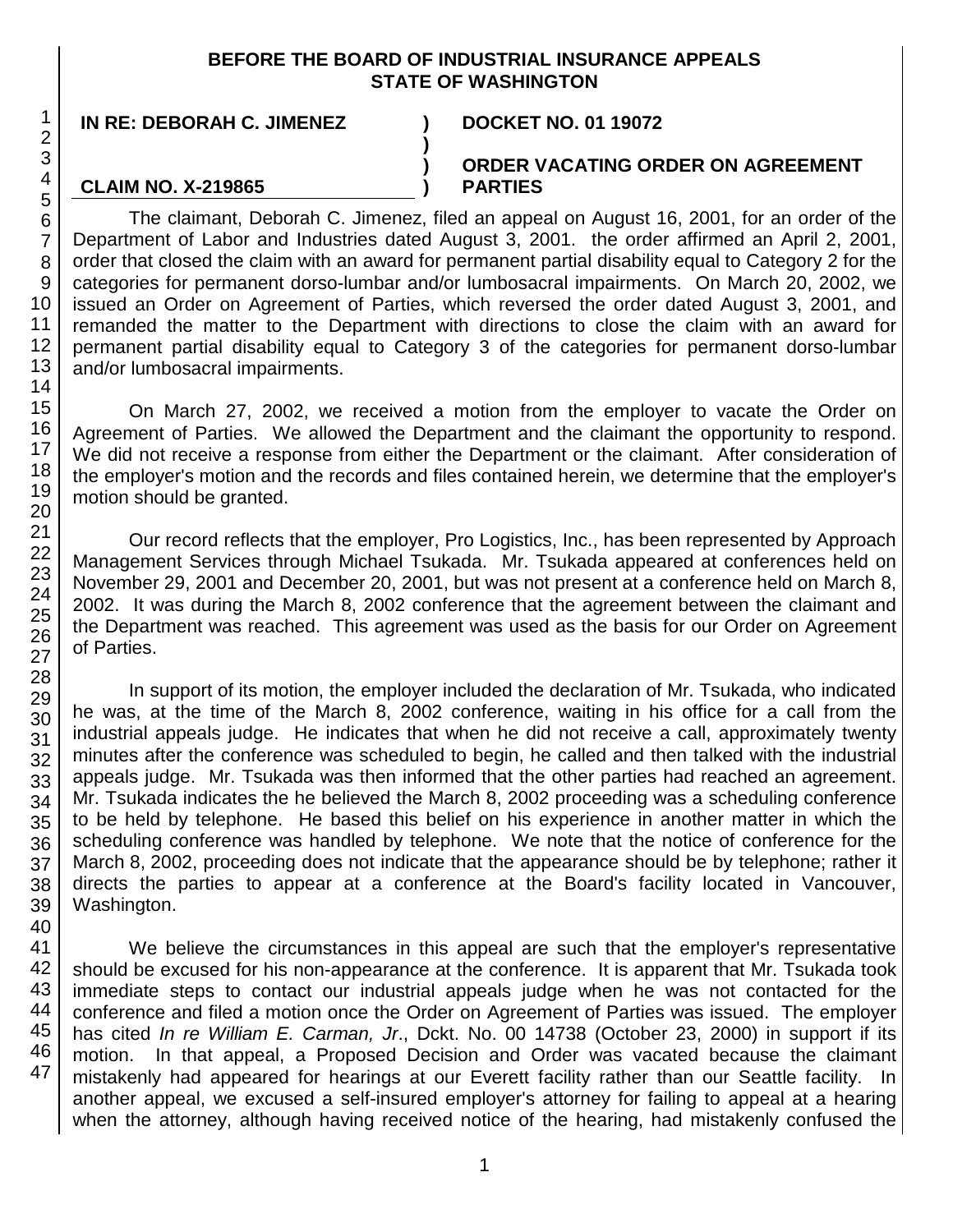**BEFORE THE BOARD OF INDUSTRIAL INSURANCE APPEALS**
**STATE OF WASHINGTON**

**IN RE: DEBORAH C. JIMENEZ** ) **DOCKET NO. 01 19072**
)
) **ORDER VACATING ORDER ON AGREEMENT**
**CLAIM NO. X-219865** ) **PARTIES**

The claimant, Deborah C. Jimenez, filed an appeal on August 16, 2001, for an order of the Department of Labor and Industries dated August 3, 2001. the order affirmed an April 2, 2001, order that closed the claim with an award for permanent partial disability equal to Category 2 for the categories for permanent dorso-lumbar and/or lumbosacral impairments. On March 20, 2002, we issued an Order on Agreement of Parties, which reversed the order dated August 3, 2001, and remanded the matter to the Department with directions to close the claim with an award for permanent partial disability equal to Category 3 of the categories for permanent dorso-lumbar and/or lumbosacral impairments.

On March 27, 2002, we received a motion from the employer to vacate the Order on Agreement of Parties. We allowed the Department and the claimant the opportunity to respond. We did not receive a response from either the Department or the claimant. After consideration of the employer's motion and the records and files contained herein, we determine that the employer's motion should be granted.

Our record reflects that the employer, Pro Logistics, Inc., has been represented by Approach Management Services through Michael Tsukada. Mr. Tsukada appeared at conferences held on November 29, 2001 and December 20, 2001, but was not present at a conference held on March 8, 2002. It was during the March 8, 2002 conference that the agreement between the claimant and the Department was reached. This agreement was used as the basis for our Order on Agreement of Parties.

In support of its motion, the employer included the declaration of Mr. Tsukada, who indicated he was, at the time of the March 8, 2002 conference, waiting in his office for a call from the industrial appeals judge. He indicates that when he did not receive a call, approximately twenty minutes after the conference was scheduled to begin, he called and then talked with the industrial appeals judge. Mr. Tsukada was then informed that the other parties had reached an agreement. Mr. Tsukada indicates the he believed the March 8, 2002 proceeding was a scheduling conference to be held by telephone. He based this belief on his experience in another matter in which the scheduling conference was handled by telephone. We note that the notice of conference for the March 8, 2002, proceeding does not indicate that the appearance should be by telephone; rather it directs the parties to appear at a conference at the Board's facility located in Vancouver, Washington.

We believe the circumstances in this appeal are such that the employer's representative should be excused for his non-appearance at the conference. It is apparent that Mr. Tsukada took immediate steps to contact our industrial appeals judge when he was not contacted for the conference and filed a motion once the Order on Agreement of Parties was issued. The employer has cited *In re William E. Carman, Jr*., Dckt. No. 00 14738 (October 23, 2000) in support if its motion. In that appeal, a Proposed Decision and Order was vacated because the claimant mistakenly had appeared for hearings at our Everett facility rather than our Seattle facility. In another appeal, we excused a self-insured employer's attorney for failing to appeal at a hearing when the attorney, although having received notice of the hearing, had mistakenly confused the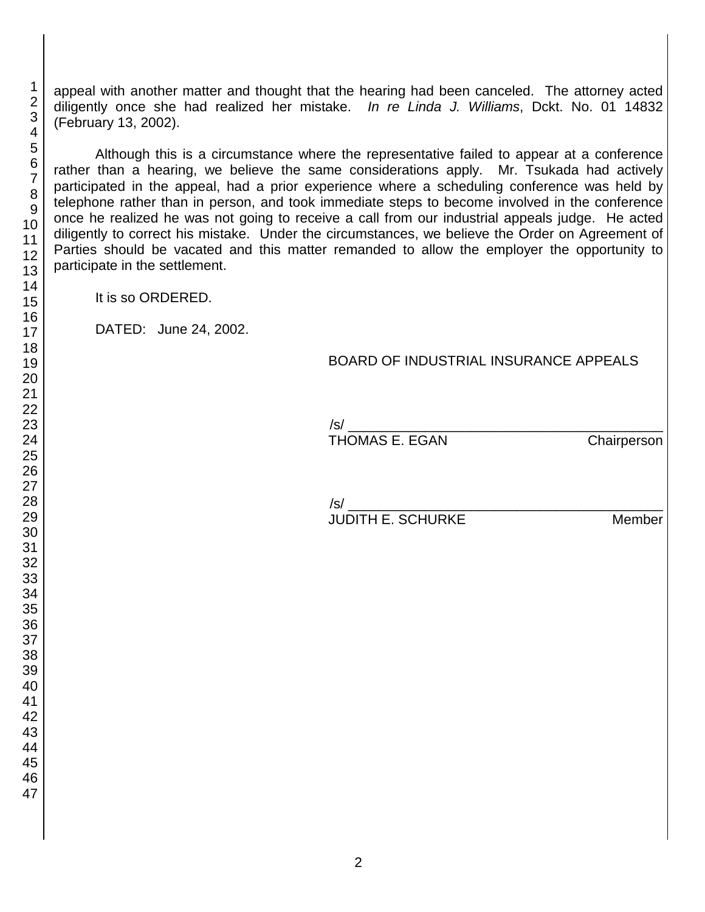appeal with another matter and thought that the hearing had been canceled. The attorney acted diligently once she had realized her mistake. *In re Linda J. Williams*, Dckt. No. 01 14832 (February 13, 2002).

Although this is a circumstance where the representative failed to appear at a conference rather than a hearing, we believe the same considerations apply. Mr. Tsukada had actively participated in the appeal, had a prior experience where a scheduling conference was held by telephone rather than in person, and took immediate steps to become involved in the conference once he realized he was not going to receive a call from our industrial appeals judge. He acted diligently to correct his mistake. Under the circumstances, we believe the Order on Agreement of Parties should be vacated and this matter remanded to allow the employer the opportunity to participate in the settlement.

It is so ORDERED.

DATED: June 24, 2002.

BOARD OF INDUSTRIAL INSURANCE APPEALS

/s/ ________________________________________
THOMAS E. EGAN Chairperson

/s/ ________________________________________
JUDITH E. SCHURKE Member